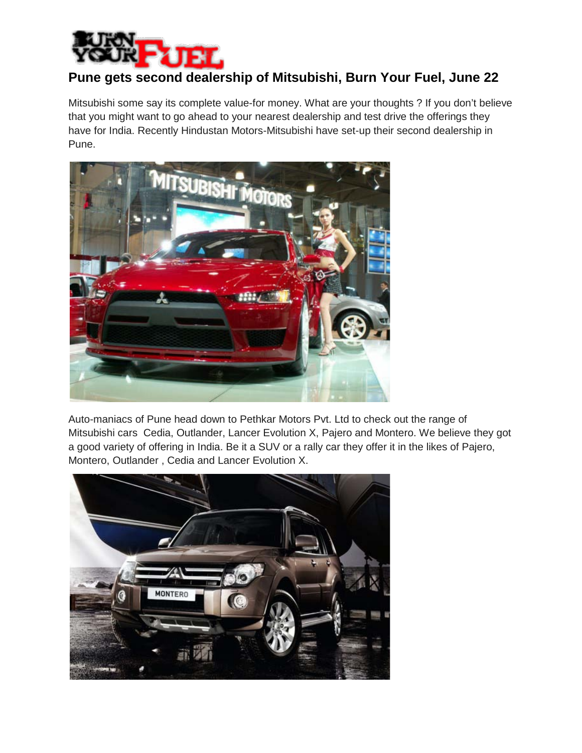# Pune gets second dealership of Mitsubishi, Burn Your Fuel, June 22

Mitsubishi some say its complete value-for money. What are your thoughts ? If you don't believe that you might want to go ahead to your nearest dealership and test drive the offerings they have for India. Recently Hindustan Motors-Mitsubishi have set-up their second dealership in Pune.

Auto-maniacs of Pune head down to Pethkar Motors Pvt. Ltd to check out the range of Mitsubishi cars Cedia, Outlander, Lancer Evolution X, Pajero and Montero. We believe they got a good variety of offering in India. Be it a SUV or a rally car they offer it in the likes of Pajero, Montero, Outlander , Cedia and Lancer Evolution X.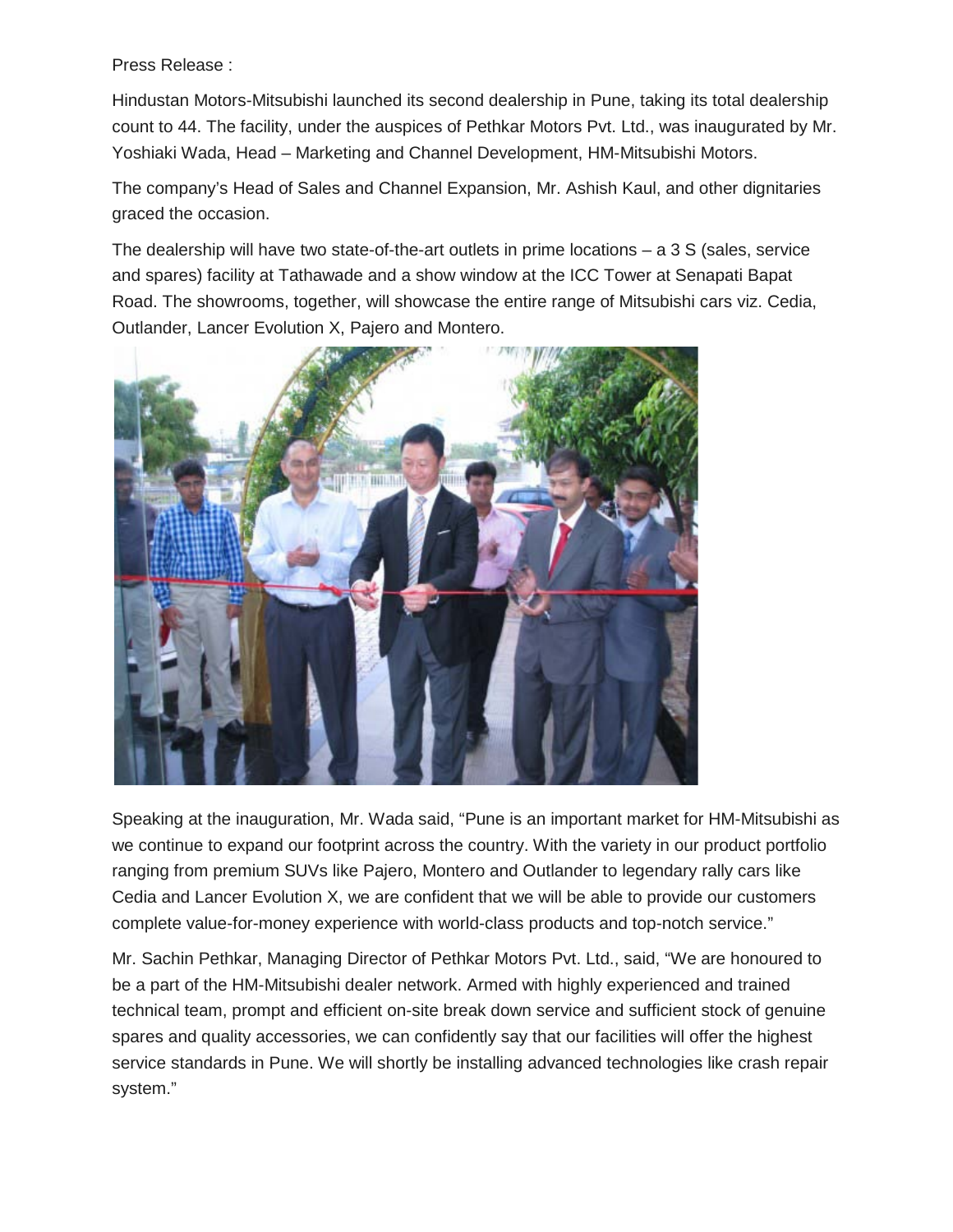Press Release :

Hindustan Motors-Mitsubishi launched its second dealership in Pune, taking its total dealership count to 44. The facility, under the auspices of Pethkar Motors Pvt. Ltd., was inaugurated by Mr. Yoshiaki Wada, Head – Marketing and Channel Development, HM-Mitsubishi Motors.

The company's Head of Sales and Channel Expansion, Mr. Ashish Kaul, and other dignitaries graced the occasion.

The dealership will have two state-of-the-art outlets in prime locations – a 3 S (sales, service and spares) facility at Tathawade and a show window at the ICC Tower at Senapati Bapat Road. The showrooms, together, will showcase the entire range of Mitsubishi cars viz. Cedia, Outlander, Lancer Evolution X, Pajero and Montero.

Speaking at the inauguration, Mr. Wada said, "Pune is an important market for HM-Mitsubishi as we continue to expand our footprint across the country. With the variety in our product portfolio ranging from premium SUVs like Pajero, Montero and Outlander to legendary rally cars like Cedia and Lancer Evolution X, we are confident that we will be able to provide our customers complete value-for-money experience with world-class products and top-notch service."

Mr. Sachin Pethkar, Managing Director of Pethkar Motors Pvt. Ltd., said, "We are honoured to be a part of the HM-Mitsubishi dealer network. Armed with highly experienced and trained technical team, prompt and efficient on-site break down service and sufficient stock of genuine spares and quality accessories, we can confidently say that our facilities will offer the highest service standards in Pune. We will shortly be installing advanced technologies like crash repair system."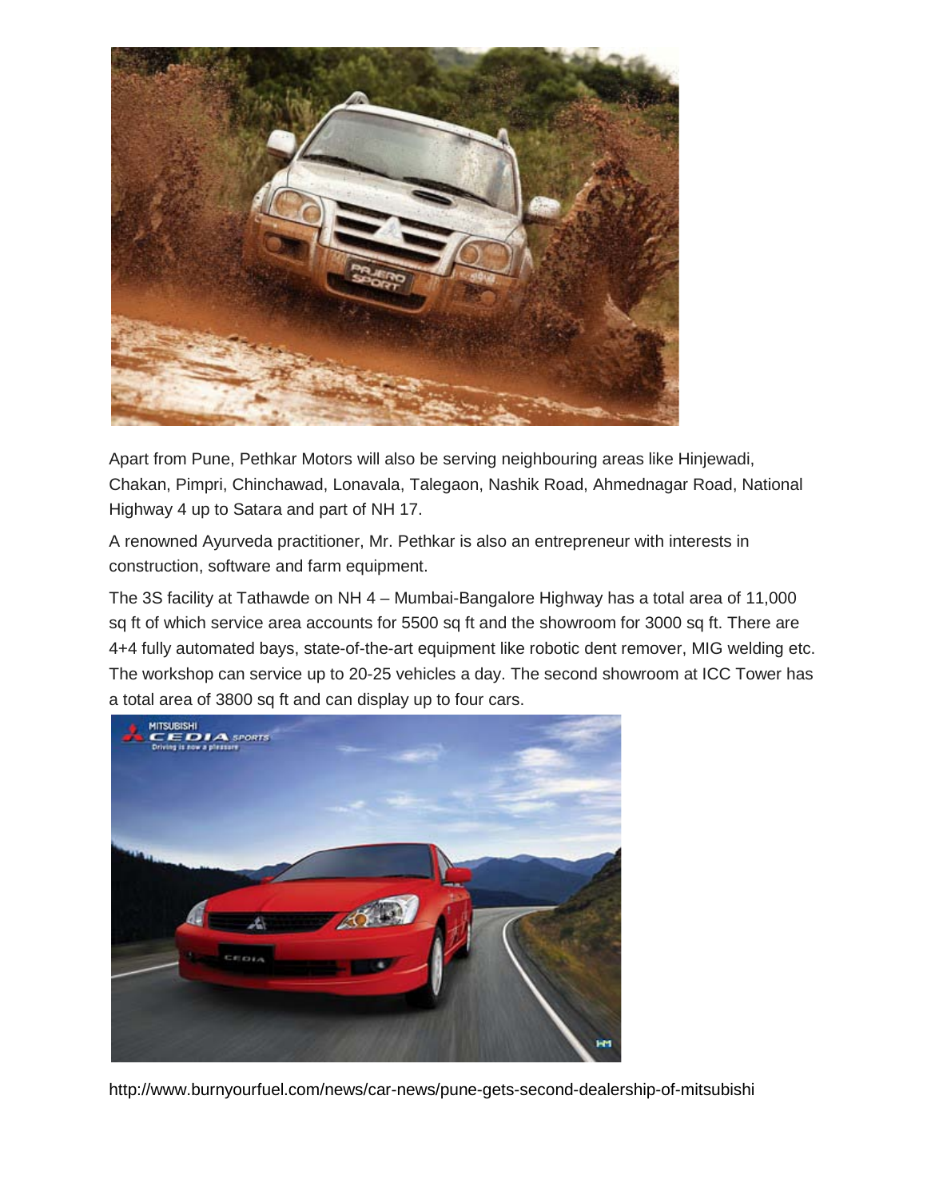Apart from Pune, Pethkar Motors will also be serving neighbouring areas like Hinjewadi, Chakan, Pimpri, Chinchawad, Lonavala, Talegaon, Nashik Road, Ahmednagar Road, National Highway 4 up to Satara and part of NH 17.

A renowned Ayurveda practitioner, Mr. Pethkar is also an entrepreneur with interests in construction, software and farm equipment.

The 3S facility at Tathawde on NH 4 – Mumbai-Bangalore Highway has a total area of 11,000 sq ft of which service area accounts for 5500 sq ft and the showroom for 3000 sq ft. There are 4+4 fully automated bays, state-of-the-art equipment like robotic dent remover, MIG welding etc. The workshop can service up to 20-25 vehicles a day. The second showroom at ICC Tower has a total area of 3800 sq ft and can display up to four cars.

http://www.burnyourfuel.com/news/car-news/pune-gets-second-dealership-of-mitsubishi